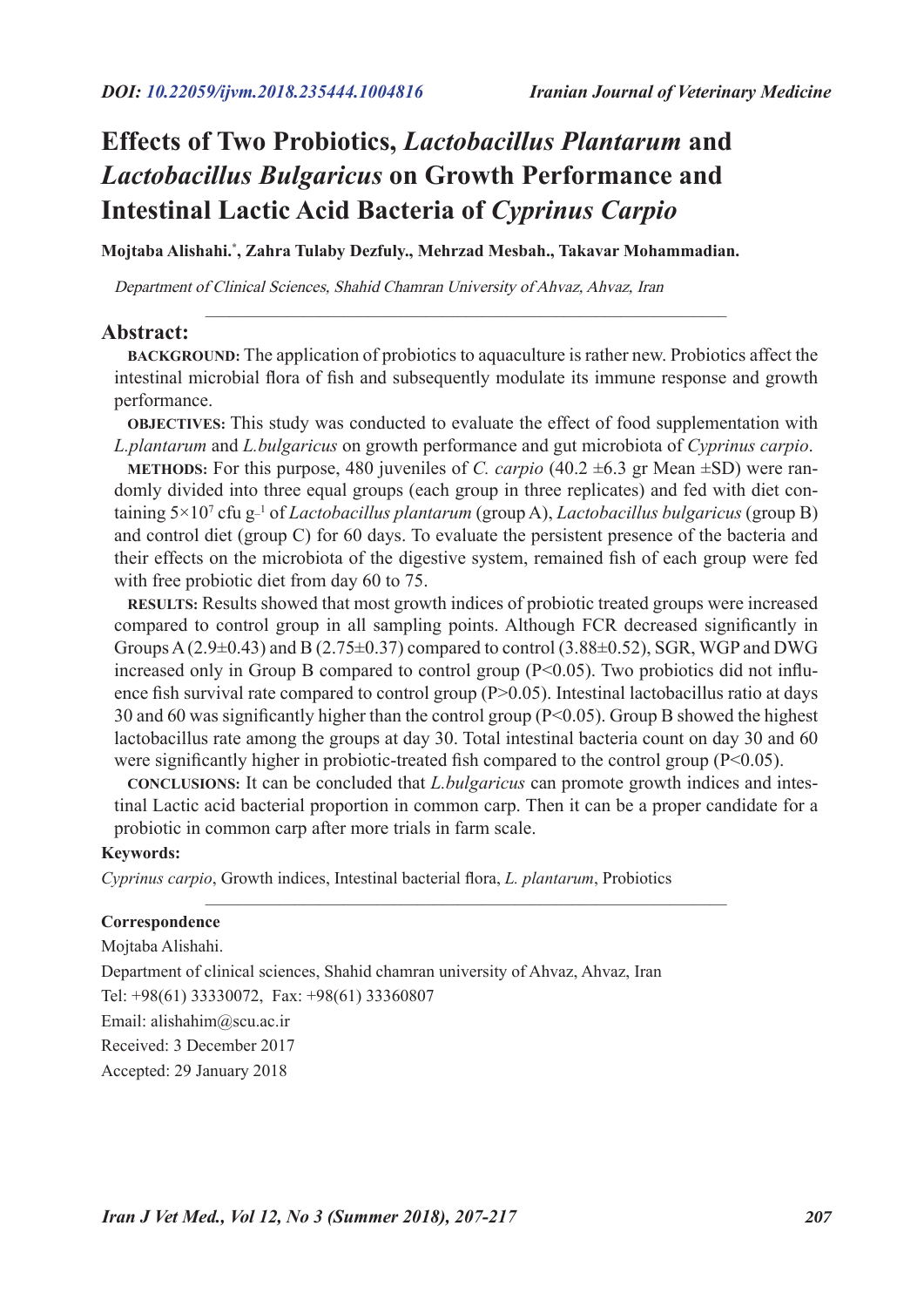# Effects of Two Probiotics, *Lactobacillus Plantarum* and *Lactobacillus Bulgaricus* on Growth Performance and Intestinal Lactic Acid Bacteria of *Cyprinus Carpio*

**Mojtaba Alishahi.[*], Zahra Tulaby Dezfuly., Mehrzad Mesbah., Takavar Mohammadian.**

*Department of Clinical Sciences, Shahid Chamran University of Ahvaz, Ahvaz, Iran*

## Abstract:

**BACKGROUND:** The application of probiotics to aquaculture is rather new. Probiotics affect the intestinal microbial flora of fish and subsequently modulate its immune response and growth performance.

**OBJECTIVES:** This study was conducted to evaluate the effect of food supplementation with *L.plantarum* and *L.bulgaricus* on growth performance and gut microbiota of *Cyprinus carpio*.

**METHODS:** For this purpose, 480 juveniles of *C. carpio* (40.2 ±6.3 gr Mean ±SD) were randomly divided into three equal groups (each group in three replicates) and fed with diet containing $5\times10^7$ cfu $g^{-1}$ of *Lactobacillus plantarum* (group A), *Lactobacillus bulgaricus* (group B) and control diet (group C) for 60 days. To evaluate the persistent presence of the bacteria and their effects on the microbiota of the digestive system, remained fish of each group were fed with free probiotic diet from day 60 to 75.

**RESULTS:** Results showed that most growth indices of probiotic treated groups were increased compared to control group in all sampling points. Although FCR decreased significantly in Groups A (2.9±0.43) and B (2.75±0.37) compared to control (3.88±0.52), SGR, WGP and DWG increased only in Group B compared to control group ($P<0.05$). Two probiotics did not influence fish survival rate compared to control group ($P>0.05$). Intestinal lactobacillus ratio at days 30 and 60 was significantly higher than the control group ($P<0.05$). Group B showed the highest lactobacillus rate among the groups at day 30. Total intestinal bacteria count on day 30 and 60 were significantly higher in probiotic-treated fish compared to the control group ($P<0.05$).

**CONCLUSIONS:** It can be concluded that *L.bulgaricus* can promote growth indices and intestinal Lactic acid bacterial proportion in common carp. Then it can be a proper candidate for a probiotic in common carp after more trials in farm scale.

**Keywords:**

*Cyprinus carpio*, Growth indices, Intestinal bacterial flora, *L. plantarum*, Probiotics

**Correspondence**

Mojtaba Alishahi.

Department of clinical sciences, Shahid chamran university of Ahvaz, Ahvaz, Iran

Tel: +98(61) 33330072, Fax: +98(61) 33360807

Email: alishahim@scu.ac.ir

Received: 3 December 2017

Accepted: 29 January 2018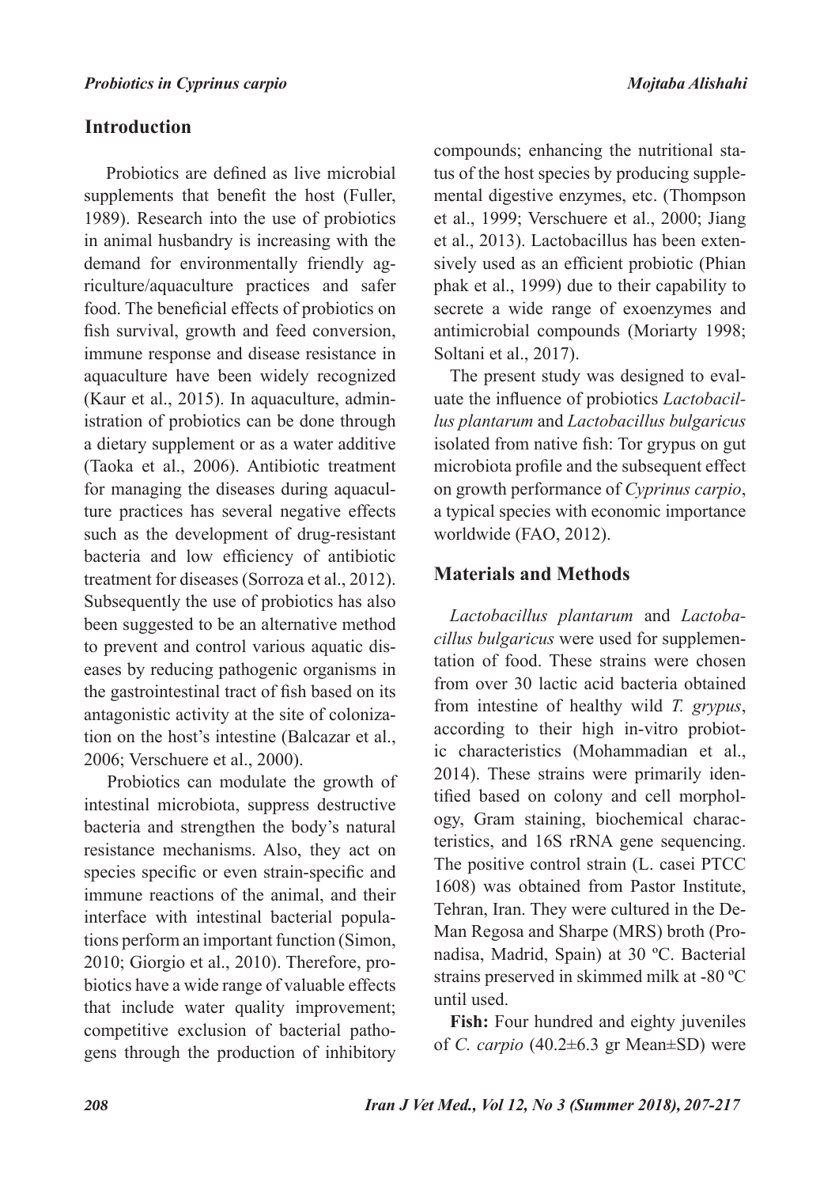## Introduction

Probiotics are defined as live microbial supplements that benefit the host (Fuller, 1989). Research into the use of probiotics in animal husbandry is increasing with the demand for environmentally friendly agriculture/aquaculture practices and safer food. The beneficial effects of probiotics on fish survival, growth and feed conversion, immune response and disease resistance in aquaculture have been widely recognized (Kaur et al., 2015). In aquaculture, administration of probiotics can be done through a dietary supplement or as a water additive (Taoka et al., 2006). Antibiotic treatment for managing the diseases during aquaculture practices has several negative effects such as the development of drug-resistant bacteria and low efficiency of antibiotic treatment for diseases (Sorroza et al., 2012). Subsequently the use of probiotics has also been suggested to be an alternative method to prevent and control various aquatic diseases by reducing pathogenic organisms in the gastrointestinal tract of fish based on its antagonistic activity at the site of colonization on the host's intestine (Balcazar et al., 2006; Verschuere et al., 2000).

Probiotics can modulate the growth of intestinal microbiota, suppress destructive bacteria and strengthen the body's natural resistance mechanisms. Also, they act on species specific or even strain-specific and immune reactions of the animal, and their interface with intestinal bacterial populations perform an important function (Simon, 2010; Giorgio et al., 2010). Therefore, probiotics have a wide range of valuable effects that include water quality improvement; competitive exclusion of bacterial pathogens through the production of inhibitory compounds; enhancing the nutritional status of the host species by producing supplemental digestive enzymes, etc. (Thompson et al., 1999; Verschuere et al., 2000; Jiang et al., 2013). Lactobacillus has been extensively used as an efficient probiotic (Phian phak et al., 1999) due to their capability to secrete a wide range of exoenzymes and antimicrobial compounds (Moriarty 1998; Soltani et al., 2017).

The present study was designed to evaluate the influence of probiotics *Lactobacillus plantarum* and *Lactobacillus bulgaricus* isolated from native fish: Tor grypus on gut microbiota profile and the subsequent effect on growth performance of *Cyprinus carpio*, a typical species with economic importance worldwide (FAO, 2012).

## Materials and Methods

*Lactobacillus plantarum* and *Lactobacillus bulgaricus* were used for supplementation of food. These strains were chosen from over 30 lactic acid bacteria obtained from intestine of healthy wild *T. grypus*, according to their high in-vitro probiotic characteristics (Mohammadian et al., 2014). These strains were primarily identified based on colony and cell morphology, Gram staining, biochemical characteristics, and 16S rRNA gene sequencing. The positive control strain (L. casei PTCC 1608) was obtained from Pastor Institute, Tehran, Iran. They were cultured in the De-Man Regosa and Sharpe (MRS) broth (Pronadisa, Madrid, Spain) at 30 ºC. Bacterial strains preserved in skimmed milk at -80 ºC until used.

**Fish:** Four hundred and eighty juveniles of *C. carpio* (40.2±6.3 gr Mean±SD) were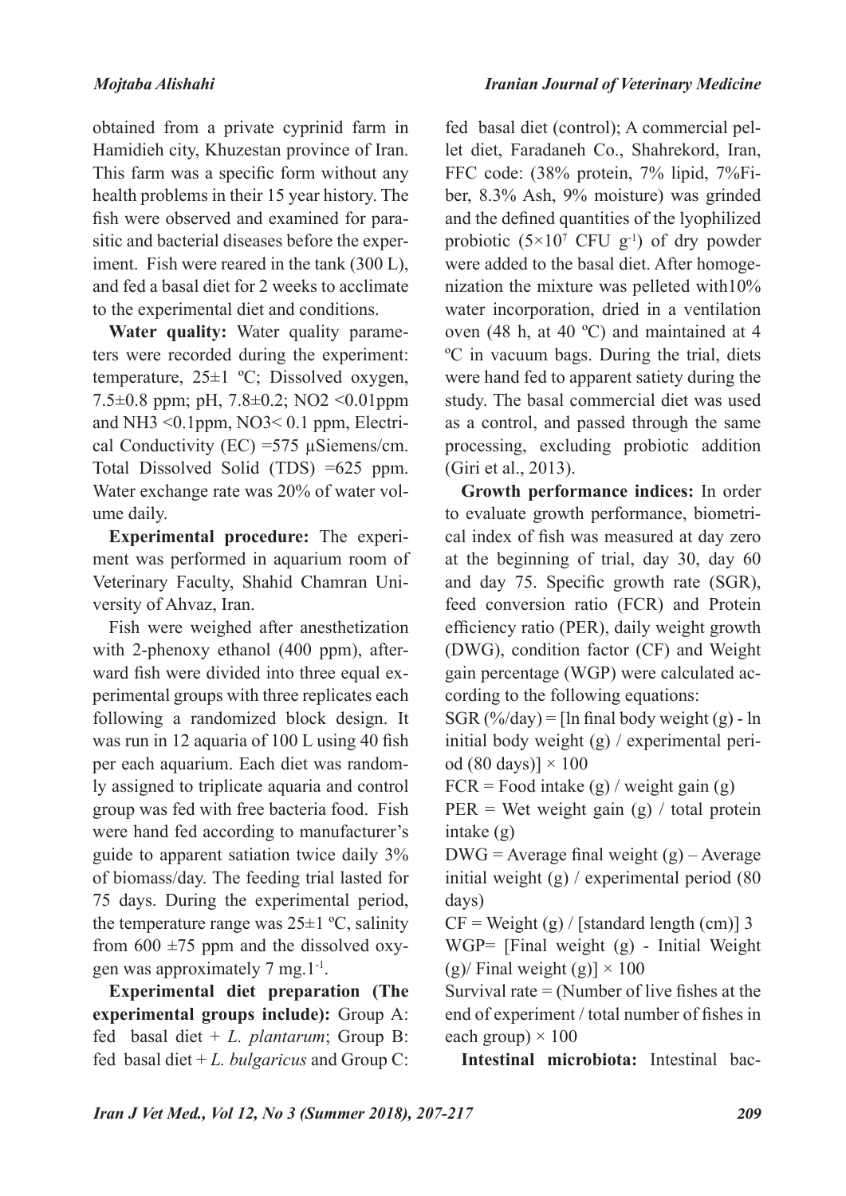obtained from a private cyprinid farm in Hamidieh city, Khuzestan province of Iran. This farm was a specific form without any health problems in their 15 year history. The fish were observed and examined for parasitic and bacterial diseases before the experiment. Fish were reared in the tank (300 L), and fed a basal diet for 2 weeks to acclimate to the experimental diet and conditions.

**Water quality:** Water quality parameters were recorded during the experiment: temperature, 25±1 ºC; Dissolved oxygen, 7.5±0.8 ppm; pH, 7.8±0.2; $NO_2$ <0.01ppm and $NH_3$ <0.1ppm, $NO_3$< 0.1 ppm, Electrical Conductivity (EC) =575 µSiemens/cm. Total Dissolved Solid (TDS) =625 ppm. Water exchange rate was 20% of water volume daily.

**Experimental procedure:** The experiment was performed in aquarium room of Veterinary Faculty, Shahid Chamran University of Ahvaz, Iran.

Fish were weighed after anesthetization with 2-phenoxy ethanol (400 ppm), afterward fish were divided into three equal experimental groups with three replicates each following a randomized block design. It was run in 12 aquaria of 100 L using 40 fish per each aquarium. Each diet was randomly assigned to triplicate aquaria and control group was fed with free bacteria food. Fish were hand fed according to manufacturer's guide to apparent satiation twice daily 3% of biomass/day. The feeding trial lasted for 75 days. During the experimental period, the temperature range was 25±1 ºC, salinity from 600 ±75 ppm and the dissolved oxygen was approximately 7 $mg.1^{-1}$.

**Experimental diet preparation (The experimental groups include):** Group A: fed basal diet + *L. plantarum*; Group B: fed basal diet + *L. bulgaricus* and Group C: fed basal diet (control); A commercial pellet diet, Faradaneh Co., Shahrekord, Iran, FFC code: (38% protein, 7% lipid, 7%Fiber, 8.3% Ash, 9% moisture) was grinded and the defined quantities of the lyophilized probiotic ($5\times10^{7}$ CFU $g^{-1}$) of dry powder were added to the basal diet. After homogenization the mixture was pelleted with10% water incorporation, dried in a ventilation oven (48 h, at 40 ºC) and maintained at 4 ºC in vacuum bags. During the trial, diets were hand fed to apparent satiety during the study. The basal commercial diet was used as a control, and passed through the same processing, excluding probiotic addition (Giri et al., 2013).

**Growth performance indices:** In order to evaluate growth performance, biometrical index of fish was measured at day zero at the beginning of trial, day 30, day 60 and day 75. Specific growth rate (SGR), feed conversion ratio (FCR) and Protein efficiency ratio (PER), daily weight growth (DWG), condition factor (CF) and Weight gain percentage (WGP) were calculated according to the following equations:

SGR (%/day) = [ln final body weight (g) - ln initial body weight (g) / experimental period (80 days)] × 100

FCR = Food intake (g) / weight gain (g)

PER = Wet weight gain (g) / total protein intake (g)

DWG = Average final weight (g) – Average initial weight (g) / experimental period (80 days)

CF = Weight (g) / [standard length (cm)] 3

WGP= [Final weight (g) - Initial Weight (g)/ Final weight (g)] × 100

Survival rate = (Number of live fishes at the end of experiment / total number of fishes in each group) × 100

**Intestinal microbiota:** Intestinal bac-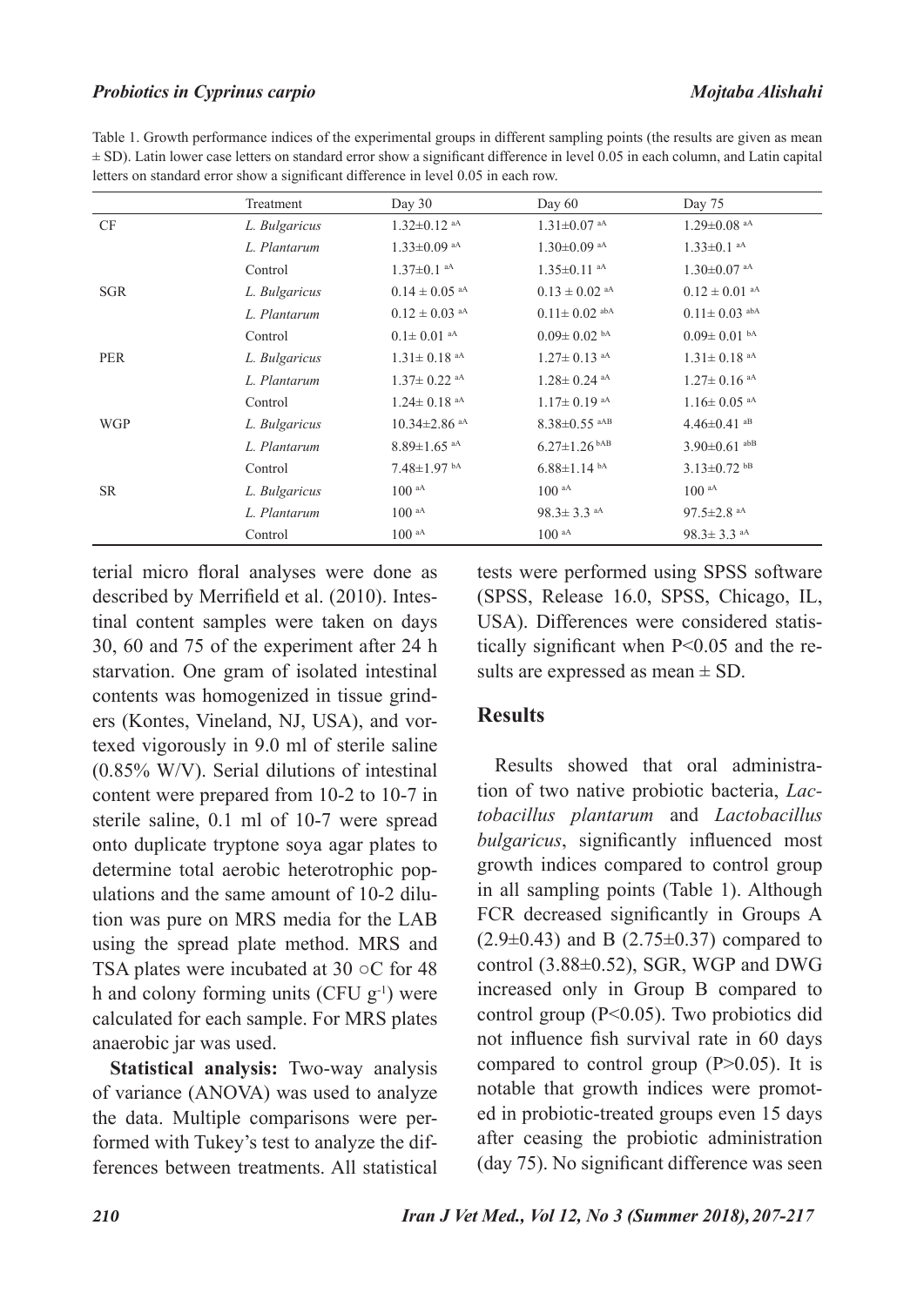Table 1. Growth performance indices of the experimental groups in different sampling points (the results are given as mean ± SD). Latin lower case letters on standard error show a significant difference in level 0.05 in each column, and Latin capital letters on standard error show a significant difference in level 0.05 in each row.

| | Treatment | Day 30 | Day 60 | Day 75 |
|---|---|---|---|---|
| CF | *L. Bulgaricus* | 1.32±0.12 [aA] | 1.31±0.07 [aA] | 1.29±0.08 [aA] |
| | *L. Plantarum* | 1.33±0.09 [aA] | 1.30±0.09 [aA] | 1.33±0.1 [aA] |
| | Control | 1.37±0.1 [aA] | 1.35±0.11 [aA] | 1.30±0.07 [aA] |
| SGR | *L. Bulgaricus* | 0.14 ± 0.05 [aA] | 0.13 ± 0.02 [aA] | 0.12 ± 0.01 [aA] |
| | *L. Plantarum* | 0.12 ± 0.03 [aA] | 0.11± 0.02 [abA] | 0.11± 0.03 [abA] |
| | Control | 0.1± 0.01 [aA] | 0.09± 0.02 [bA] | 0.09± 0.01 [bA] |
| PER | *L. Bulgaricus* | 1.31± 0.18 [aA] | 1.27± 0.13 [aA] | 1.31± 0.18 [aA] |
| | *L. Plantarum* | 1.37± 0.22 [aA] | 1.28± 0.24 [aA] | 1.27± 0.16 [aA] |
| | Control | 1.24± 0.18 [aA] | 1.17± 0.19 [aA] | 1.16± 0.05 [aA] |
| WGP | *L. Bulgaricus* | 10.34±2.86 [aA] | 8.38±0.55 [aAB] | 4.46±0.41 [aB] |
| | *L. Plantarum* | 8.89±1.65 [aA] | 6.27±1.26 [bAB] | 3.90±0.61 [abB] |
| | Control | 7.48±1.97 [bA] | 6.88±1.14 [bA] | 3.13±0.72 [bB] |
| SR | *L. Bulgaricus* | 100 [aA] | 100 [aA] | 100 [aA] |
| | *L. Plantarum* | 100 [aA] | 98.3± 3.3 [aA] | 97.5±2.8 [aA] |
| | Control | 100 [aA] | 100 [aA] | 98.3± 3.3 [aA] |

terial micro floral analyses were done as described by Merrifield et al. (2010). Intestinal content samples were taken on days 30, 60 and 75 of the experiment after 24 h starvation. One gram of isolated intestinal contents was homogenized in tissue grinders (Kontes, Vineland, NJ, USA), and vortexed vigorously in 9.0 ml of sterile saline (0.85% W/V). Serial dilutions of intestinal content were prepared from 10-2 to 10-7 in sterile saline, 0.1 ml of 10-7 were spread onto duplicate tryptone soya agar plates to determine total aerobic heterotrophic populations and the same amount of 10-2 dilution was pure on MRS media for the LAB using the spread plate method. MRS and TSA plates were incubated at 30 ○C for 48 h and colony forming units (CFU $g^{-1}$) were calculated for each sample. For MRS plates anaerobic jar was used.

**Statistical analysis:** Two-way analysis of variance (ANOVA) was used to analyze the data. Multiple comparisons were performed with Tukey's test to analyze the differences between treatments. All statistical tests were performed using SPSS software (SPSS, Release 16.0, SPSS, Chicago, IL, USA). Differences were considered statistically significant when $P<0.05$ and the results are expressed as mean ± SD.

## Results

Results showed that oral administration of two native probiotic bacteria, *Lactobacillus plantarum* and *Lactobacillus bulgaricus*, significantly influenced most growth indices compared to control group in all sampling points (Table 1). Although FCR decreased significantly in Groups A (2.9±0.43) and B (2.75±0.37) compared to control (3.88±0.52), SGR, WGP and DWG increased only in Group B compared to control group ($P<0.05$). Two probiotics did not influence fish survival rate in 60 days compared to control group ($P>0.05$). It is notable that growth indices were promoted in probiotic-treated groups even 15 days after ceasing the probiotic administration (day 75). No significant difference was seen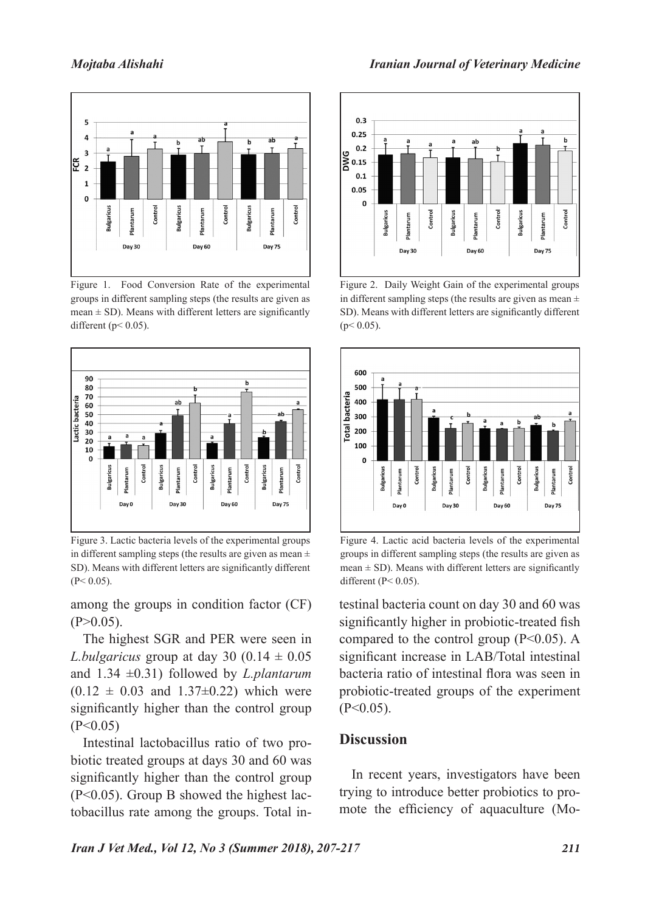Figure 1. Food Conversion Rate of the experimental groups in different sampling steps (the results are given as mean ± SD). Means with different letters are significantly different ($p < 0.05$).

Figure 2. Daily Weight Gain of the experimental groups in different sampling steps (the results are given as mean ± SD). Means with different letters are significantly different ($p < 0.05$).

Figure 3. Lactic bacteria levels of the experimental groups in different sampling steps (the results are given as mean ± SD). Means with different letters are significantly different ($P < 0.05$).

Figure 4. Lactic acid bacteria levels of the experimental groups in different sampling steps (the results are given as mean ± SD). Means with different letters are significantly different ($P < 0.05$).

among the groups in condition factor (CF) ($P > 0.05$).

The highest SGR and PER were seen in *L.bulgaricus* group at day 30 ($0.14 \pm 0.05$ and $1.34 \pm 0.31$) followed by *L.plantarum* ($0.12 \pm 0.03$ and $1.37 \pm 0.22$) which were significantly higher than the control group ($P < 0.05$)

Intestinal lactobacillus ratio of two probiotic treated groups at days 30 and 60 was significantly higher than the control group ($P < 0.05$). Group B showed the highest lactobacillus rate among the groups. Total intestinal bacteria count on day 30 and 60 was significantly higher in probiotic-treated fish compared to the control group ($P < 0.05$). A significant increase in LAB/Total intestinal bacteria ratio of intestinal flora was seen in probiotic-treated groups of the experiment ($P < 0.05$).

## Discussion

In recent years, investigators have been trying to introduce better probiotics to promote the efficiency of aquaculture (Mo-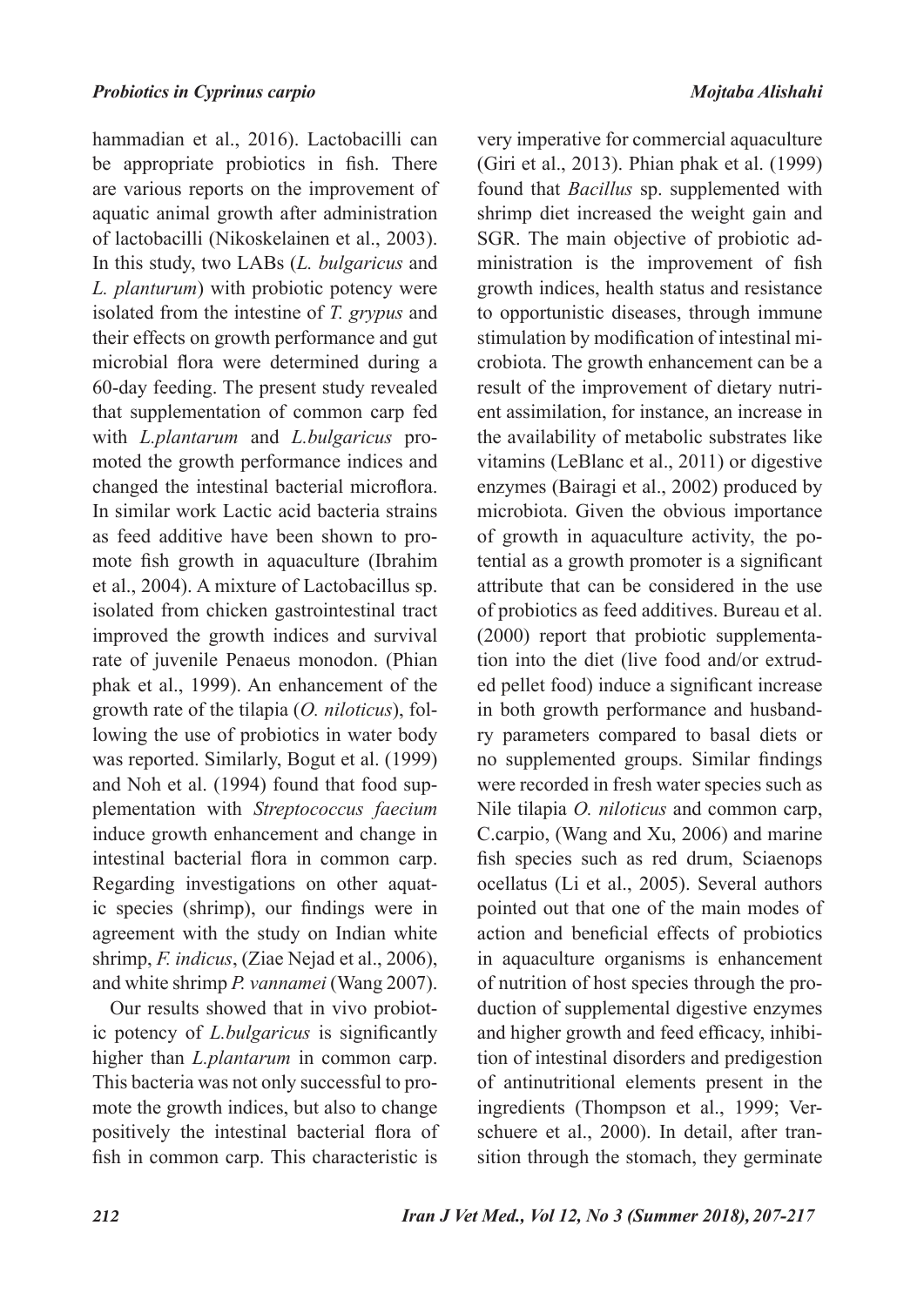hammadian et al., 2016). Lactobacilli can be appropriate probiotics in fish. There are various reports on the improvement of aquatic animal growth after administration of lactobacilli (Nikoskelainen et al., 2003). In this study, two LABs (*L. bulgaricus* and *L. planturum*) with probiotic potency were isolated from the intestine of *T. grypus* and their effects on growth performance and gut microbial flora were determined during a 60-day feeding. The present study revealed that supplementation of common carp fed with *L.plantarum* and *L.bulgaricus* promoted the growth performance indices and changed the intestinal bacterial microflora. In similar work Lactic acid bacteria strains as feed additive have been shown to promote fish growth in aquaculture (Ibrahim et al., 2004). A mixture of Lactobacillus sp. isolated from chicken gastrointestinal tract improved the growth indices and survival rate of juvenile Penaeus monodon. (Phian phak et al., 1999). An enhancement of the growth rate of the tilapia (*O. niloticus*), following the use of probiotics in water body was reported. Similarly, Bogut et al. (1999) and Noh et al. (1994) found that food supplementation with *Streptococcus faecium* induce growth enhancement and change in intestinal bacterial flora in common carp. Regarding investigations on other aquatic species (shrimp), our findings were in agreement with the study on Indian white shrimp, *F. indicus*, (Ziae Nejad et al., 2006), and white shrimp *P. vannamei* (Wang 2007).

Our results showed that in vivo probiotic potency of *L.bulgaricus* is significantly higher than *L.plantarum* in common carp. This bacteria was not only successful to promote the growth indices, but also to change positively the intestinal bacterial flora of fish in common carp. This characteristic is very imperative for commercial aquaculture (Giri et al., 2013). Phian phak et al. (1999) found that *Bacillus* sp. supplemented with shrimp diet increased the weight gain and SGR. The main objective of probiotic administration is the improvement of fish growth indices, health status and resistance to opportunistic diseases, through immune stimulation by modification of intestinal microbiota. The growth enhancement can be a result of the improvement of dietary nutrient assimilation, for instance, an increase in the availability of metabolic substrates like vitamins (LeBlanc et al., 2011) or digestive enzymes (Bairagi et al., 2002) produced by microbiota. Given the obvious importance of growth in aquaculture activity, the potential as a growth promoter is a significant attribute that can be considered in the use of probiotics as feed additives. Bureau et al. (2000) report that probiotic supplementation into the diet (live food and/or extruded pellet food) induce a significant increase in both growth performance and husbandry parameters compared to basal diets or no supplemented groups. Similar findings were recorded in fresh water species such as Nile tilapia *O. niloticus* and common carp, C.carpio, (Wang and Xu, 2006) and marine fish species such as red drum, Sciaenops ocellatus (Li et al., 2005). Several authors pointed out that one of the main modes of action and beneficial effects of probiotics in aquaculture organisms is enhancement of nutrition of host species through the production of supplemental digestive enzymes and higher growth and feed efficacy, inhibition of intestinal disorders and predigestion of antinutritional elements present in the ingredients (Thompson et al., 1999; Verschuere et al., 2000). In detail, after transition through the stomach, they germinate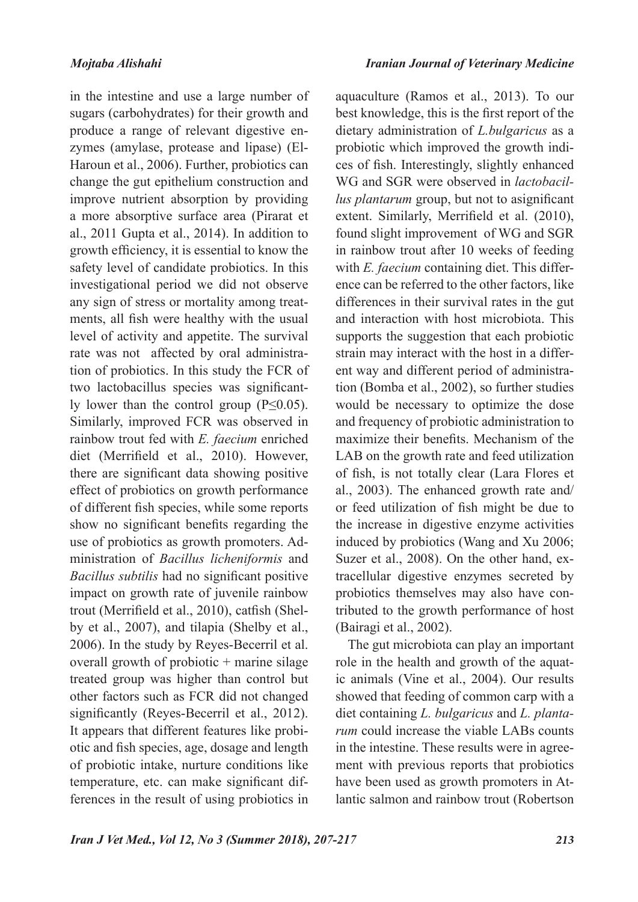in the intestine and use a large number of sugars (carbohydrates) for their growth and produce a range of relevant digestive enzymes (amylase, protease and lipase) (El-Haroun et al., 2006). Further, probiotics can change the gut epithelium construction and improve nutrient absorption by providing a more absorptive surface area (Pirarat et al., 2011 Gupta et al., 2014). In addition to growth efficiency, it is essential to know the safety level of candidate probiotics. In this investigational period we did not observe any sign of stress or mortality among treatments, all fish were healthy with the usual level of activity and appetite. The survival rate was not affected by oral administration of probiotics. In this study the FCR of two lactobacillus species was significantly lower than the control group ($P \leq 0.05$). Similarly, improved FCR was observed in rainbow trout fed with *E. faecium* enriched diet (Merrifield et al., 2010). However, there are significant data showing positive effect of probiotics on growth performance of different fish species, while some reports show no significant benefits regarding the use of probiotics as growth promoters. Administration of *Bacillus licheniformis* and *Bacillus subtilis* had no significant positive impact on growth rate of juvenile rainbow trout (Merrifield et al., 2010), catfish (Shelby et al., 2007), and tilapia (Shelby et al., 2006). In the study by Reyes-Becerril et al. overall growth of probiotic + marine silage treated group was higher than control but other factors such as FCR did not changed significantly (Reyes-Becerril et al., 2012). It appears that different features like probiotic and fish species, age, dosage and length of probiotic intake, nurture conditions like temperature, etc. can make significant differences in the result of using probiotics in aquaculture (Ramos et al., 2013). To our best knowledge, this is the first report of the dietary administration of *L.bulgaricus* as a probiotic which improved the growth indices of fish. Interestingly, slightly enhanced WG and SGR were observed in *lactobacillus plantarum* group, but not to asignificant extent. Similarly, Merrifield et al. (2010), found slight improvement of WG and SGR in rainbow trout after 10 weeks of feeding with *E. faecium* containing diet. This difference can be referred to the other factors, like differences in their survival rates in the gut and interaction with host microbiota. This supports the suggestion that each probiotic strain may interact with the host in a different way and different period of administration (Bomba et al., 2002), so further studies would be necessary to optimize the dose and frequency of probiotic administration to maximize their benefits. Mechanism of the LAB on the growth rate and feed utilization of fish, is not totally clear (Lara Flores et al., 2003). The enhanced growth rate and/or feed utilization of fish might be due to the increase in digestive enzyme activities induced by probiotics (Wang and Xu 2006; Suzer et al., 2008). On the other hand, extracellular digestive enzymes secreted by probiotics themselves may also have contributed to the growth performance of host (Bairagi et al., 2002).

The gut microbiota can play an important role in the health and growth of the aquatic animals (Vine et al., 2004). Our results showed that feeding of common carp with a diet containing *L. bulgaricus* and *L. plantarum* could increase the viable LABs counts in the intestine. These results were in agreement with previous reports that probiotics have been used as growth promoters in Atlantic salmon and rainbow trout (Robertson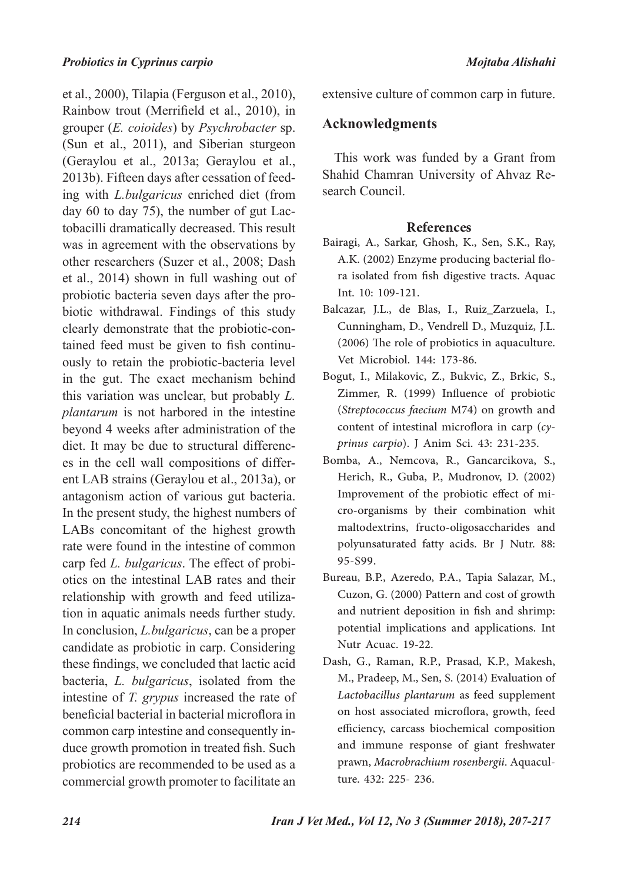et al., 2000), Tilapia (Ferguson et al., 2010), Rainbow trout (Merrifield et al., 2010), in grouper (*E. coioides*) by *Psychrobacter* sp. (Sun et al., 2011), and Siberian sturgeon (Geraylou et al., 2013a; Geraylou et al., 2013b). Fifteen days after cessation of feeding with *L.bulgaricus* enriched diet (from day 60 to day 75), the number of gut Lactobacilli dramatically decreased. This result was in agreement with the observations by other researchers (Suzer et al., 2008; Dash et al., 2014) shown in full washing out of probiotic bacteria seven days after the probiotic withdrawal. Findings of this study clearly demonstrate that the probiotic-contained feed must be given to fish continuously to retain the probiotic-bacteria level in the gut. The exact mechanism behind this variation was unclear, but probably *L. plantarum* is not harbored in the intestine beyond 4 weeks after administration of the diet. It may be due to structural differences in the cell wall compositions of different LAB strains (Geraylou et al., 2013a), or antagonism action of various gut bacteria. In the present study, the highest numbers of LABs concomitant of the highest growth rate were found in the intestine of common carp fed *L. bulgaricus*. The effect of probiotics on the intestinal LAB rates and their relationship with growth and feed utilization in aquatic animals needs further study. In conclusion, *L.bulgaricus*, can be a proper candidate as probiotic in carp. Considering these findings, we concluded that lactic acid bacteria, *L. bulgaricus*, isolated from the intestine of *T. grypus* increased the rate of beneficial bacterial in bacterial microflora in common carp intestine and consequently induce growth promotion in treated fish. Such probiotics are recommended to be used as a commercial growth promoter to facilitate an extensive culture of common carp in future.

## Acknowledgments

This work was funded by a Grant from Shahid Chamran University of Ahvaz Research Council.

## References

Bairagi, A., Sarkar, Ghosh, K., Sen, S.K., Ray, A.K. (2002) Enzyme producing bacterial flora isolated from fish digestive tracts. Aquac Int. 10: 109-121.

Balcazar, J.L., de Blas, I., Ruiz_Zarzuela, I., Cunningham, D., Vendrell D., Muzquiz, J.L. (2006) The role of probiotics in aquaculture. Vet Microbiol. 144: 173-86.

Bogut, I., Milakovic, Z., Bukvic, Z., Brkic, S., Zimmer, R. (1999) Influence of probiotic (*Streptococcus faecium* M74) on growth and content of intestinal microflora in carp (*cyprinus carpio*). J Anim Sci. 43: 231-235.

Bomba, A., Nemcova, R., Gancarcikova, S., Herich, R., Guba, P., Mudronov, D. (2002) Improvement of the probiotic effect of micro-organisms by their combination whit maltodextrins, fructo-oligosaccharides and polyunsaturated fatty acids. Br J Nutr. 88: 95-S99.

Bureau, B.P., Azeredo, P.A., Tapia Salazar, M., Cuzon, G. (2000) Pattern and cost of growth and nutrient deposition in fish and shrimp: potential implications and applications. Int Nutr Acuac. 19-22.

Dash, G., Raman, R.P., Prasad, K.P., Makesh, M., Pradeep, M., Sen, S. (2014) Evaluation of *Lactobacillus plantarum* as feed supplement on host associated microflora, growth, feed efficiency, carcass biochemical composition and immune response of giant freshwater prawn, *Macrobrachium rosenbergii*. Aquaculture. 432: 225- 236.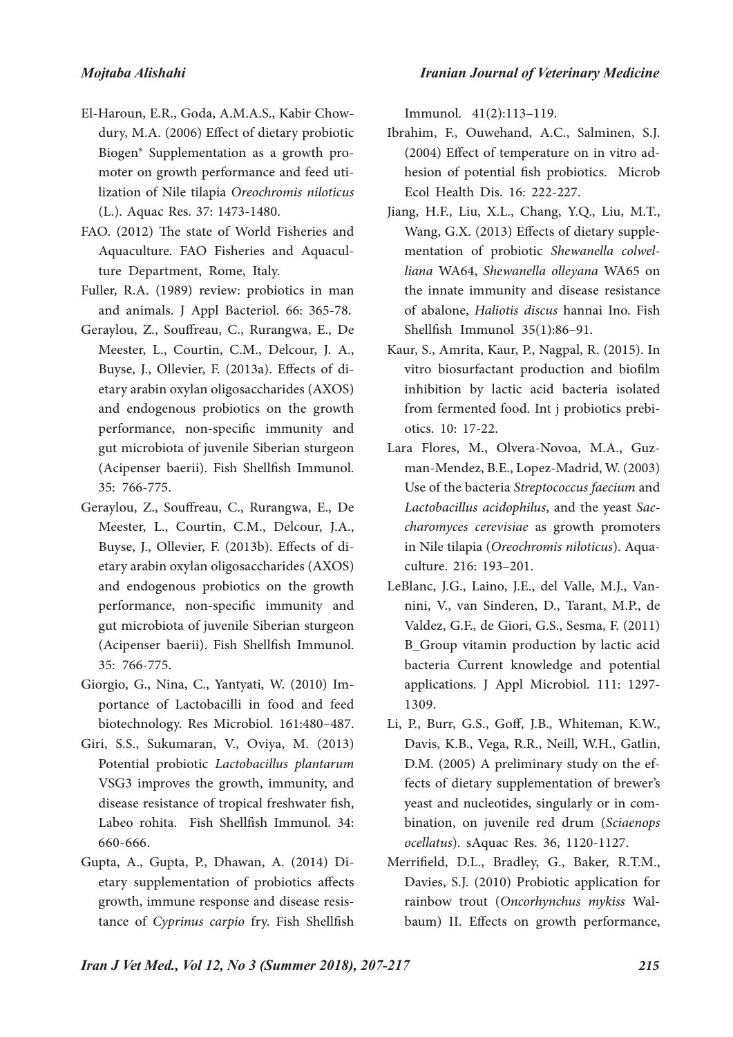El-Haroun, E.R., Goda, A.M.A.S., Kabir Chowdury, M.A. (2006) Effect of dietary probiotic Biogen® Supplementation as a growth promoter on growth performance and feed utilization of Nile tilapia *Oreochromis niloticus* (L.). Aquac Res. 37: 1473-1480.

FAO. (2012) The state of World Fisheries and Aquaculture. FAO Fisheries and Aquaculture Department, Rome, Italy.

Fuller, R.A. (1989) review: probiotics in man and animals. J Appl Bacteriol. 66: 365-78.

Geraylou, Z., Souffreau, C., Rurangwa, E., De Meester, L., Courtin, C.M., Delcour, J. A., Buyse, J., Ollevier, F. (2013a). Effects of dietary arabin oxylan oligosaccharides (AXOS) and endogenous probiotics on the growth performance, non-specific immunity and gut microbiota of juvenile Siberian sturgeon (Acipenser baerii). Fish Shellfish Immunol. 35: 766-775.

Geraylou, Z., Souffreau, C., Rurangwa, E., De Meester, L., Courtin, C.M., Delcour, J.A., Buyse, J., Ollevier, F. (2013b). Effects of dietary arabin oxylan oligosaccharides (AXOS) and endogenous probiotics on the growth performance, non-specific immunity and gut microbiota of juvenile Siberian sturgeon (Acipenser baerii). Fish Shellfish Immunol. 35: 766-775.

Giorgio, G., Nina, C., Yantyati, W. (2010) Importance of Lactobacilli in food and feed biotechnology. Res Microbiol. 161:480–487.

Giri, S.S., Sukumaran, V., Oviya, M. (2013) Potential probiotic *Lactobacillus plantarum* VSG3 improves the growth, immunity, and disease resistance of tropical freshwater fish, Labeo rohita. Fish Shellfish Immunol. 34: 660-666.

Gupta, A., Gupta, P., Dhawan, A. (2014) Dietary supplementation of probiotics affects growth, immune response and disease resistance of *Cyprinus carpio* fry. Fish Shellfish Immunol. 41(2):113–119.

Ibrahim, F., Ouwehand, A.C., Salminen, S.J. (2004) Effect of temperature on in vitro adhesion of potential fish probiotics. Microb Ecol Health Dis. 16: 222-227.

Jiang, H.F., Liu, X.L., Chang, Y.Q., Liu, M.T., Wang, G.X. (2013) Effects of dietary supplementation of probiotic *Shewanella colwelliana* WA64, *Shewanella olleyana* WA65 on the innate immunity and disease resistance of abalone, *Haliotis discus* hannai Ino. Fish Shellfish Immunol 35(1):86–91.

Kaur, S., Amrita, Kaur, P., Nagpal, R. (2015). In vitro biosurfactant production and biofilm inhibition by lactic acid bacteria isolated from fermented food. Int j probiotics prebiotics. 10: 17-22.

Lara Flores, M., Olvera-Novoa, M.A., Guzman-Mendez, B.E., Lopez-Madrid, W. (2003) Use of the bacteria *Streptococcus faecium* and *Lactobacillus acidophilus*, and the yeast *Saccharomyces cerevisiae* as growth promoters in Nile tilapia (*Oreochromis niloticus*). Aquaculture. 216: 193–201.

LeBlanc, J.G., Laino, J.E., del Valle, M.J., Vannini, V., van Sinderen, D., Tarant, M.P., de Valdez, G.F., de Giori, G.S., Sesma, F. (2011) B_Group vitamin production by lactic acid bacteria Current knowledge and potential applications. J Appl Microbiol. 111: 1297-1309.

Li, P., Burr, G.S., Goff, J.B., Whiteman, K.W., Davis, K.B., Vega, R.R., Neill, W.H., Gatlin, D.M. (2005) A preliminary study on the effects of dietary supplementation of brewer's yeast and nucleotides, singularly or in combination, on juvenile red drum (*Sciaenops ocellatus*). sAquac Res. 36, 1120-1127.

Merrifield, D.L., Bradley, G., Baker, R.T.M., Davies, S.J. (2010) Probiotic application for rainbow trout (*Oncorhynchus mykiss* Walbaum) II. Effects on growth performance,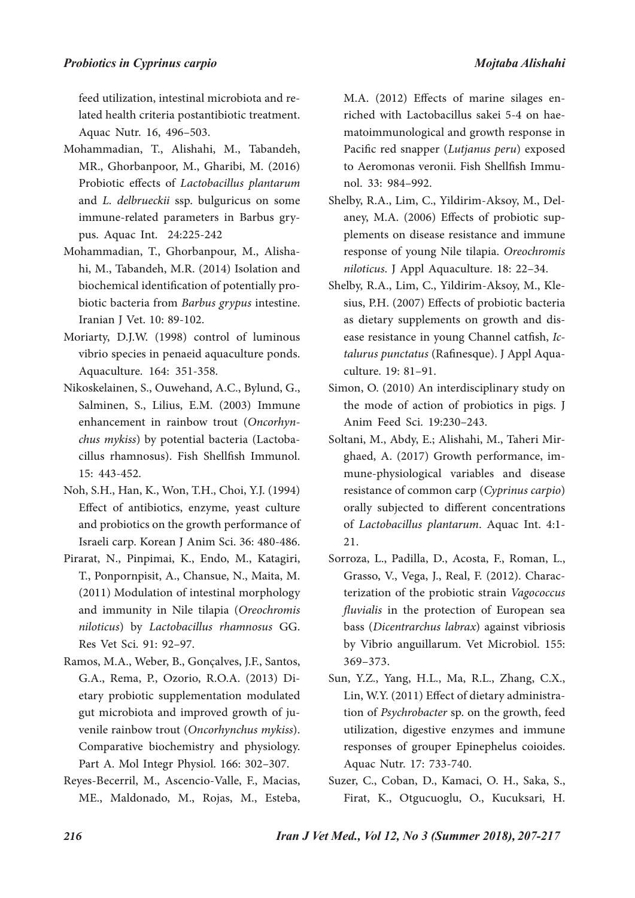feed utilization, intestinal microbiota and related health criteria postantibiotic treatment. Aquac Nutr. 16, 496–503.

Mohammadian, T., Alishahi, M., Tabandeh, MR., Ghorbanpoor, M., Gharibi, M. (2016) Probiotic effects of *Lactobacillus plantarum* and *L. delbrueckii* ssp. bulguricus on some immune-related parameters in Barbus grypus. Aquac Int. 24:225-242

Mohammadian, T., Ghorbanpour, M., Alishahi, M., Tabandeh, M.R. (2014) Isolation and biochemical identification of potentially probiotic bacteria from *Barbus grypus* intestine. Iranian J Vet. 10: 89-102.

Moriarty, D.J.W. (1998) control of luminous vibrio species in penaeid aquaculture ponds. Aquaculture. 164: 351-358.

Nikoskelainen, S., Ouwehand, A.C., Bylund, G., Salminen, S., Lilius, E.M. (2003) Immune enhancement in rainbow trout (*Oncorhynchus mykiss*) by potential bacteria (Lactobacillus rhamnosus). Fish Shellfish Immunol. 15: 443-452.

Noh, S.H., Han, K., Won, T.H., Choi, Y.J. (1994) Effect of antibiotics, enzyme, yeast culture and probiotics on the growth performance of Israeli carp. Korean J Anim Sci. 36: 480-486.

Pirarat, N., Pinpimai, K., Endo, M., Katagiri, T., Ponpornpisit, A., Chansue, N., Maita, M. (2011) Modulation of intestinal morphology and immunity in Nile tilapia (*Oreochromis niloticus*) by *Lactobacillus rhamnosus* GG. Res Vet Sci. 91: 92–97.

Ramos, M.A., Weber, B., Gonçalves, J.F., Santos, G.A., Rema, P., Ozorio, R.O.A. (2013) Dietary probiotic supplementation modulated gut microbiota and improved growth of juvenile rainbow trout (*Oncorhynchus mykiss*). Comparative biochemistry and physiology. Part A. Mol Integr Physiol. 166: 302–307.

Reyes-Becerril, M., Ascencio-Valle, F., Macias, ME., Maldonado, M., Rojas, M., Esteba, M.A. (2012) Effects of marine silages enriched with Lactobacillus sakei 5-4 on haematoimmunological and growth response in Pacific red snapper (*Lutjanus peru*) exposed to Aeromonas veronii. Fish Shellfish Immunol. 33: 984–992.

Shelby, R.A., Lim, C., Yildirim-Aksoy, M., Delaney, M.A. (2006) Effects of probiotic supplements on disease resistance and immune response of young Nile tilapia. *Oreochromis niloticus*. J Appl Aquaculture. 18: 22–34.

Shelby, R.A., Lim, C., Yildirim-Aksoy, M., Klesius, P.H. (2007) Effects of probiotic bacteria as dietary supplements on growth and disease resistance in young Channel catfish, *Ictalurus punctatus* (Rafinesque). J Appl Aquaculture. 19: 81–91.

Simon, O. (2010) An interdisciplinary study on the mode of action of probiotics in pigs. J Anim Feed Sci. 19:230–243.

Soltani, M., Abdy, E.; Alishahi, M., Taheri Mirghaed, A. (2017) Growth performance, immune-physiological variables and disease resistance of common carp (*Cyprinus carpio*) orally subjected to different concentrations of *Lactobacillus plantarum*. Aquac Int. 4:1-21.

Sorroza, L., Padilla, D., Acosta, F., Roman, L., Grasso, V., Vega, J., Real, F. (2012). Characterization of the probiotic strain *Vagococcus fluvialis* in the protection of European sea bass (*Dicentrarchus labrax*) against vibriosis by Vibrio anguillarum. Vet Microbiol. 155: 369–373.

Sun, Y.Z., Yang, H.L., Ma, R.L., Zhang, C.X., Lin, W.Y. (2011) Effect of dietary administration of *Psychrobacter* sp. on the growth, feed utilization, digestive enzymes and immune responses of grouper Epinephelus coioides. Aquac Nutr. 17: 733-740.

Suzer, C., Coban, D., Kamaci, O. H., Saka, S., Firat, K., Otgucuoglu, O., Kucuksari, H.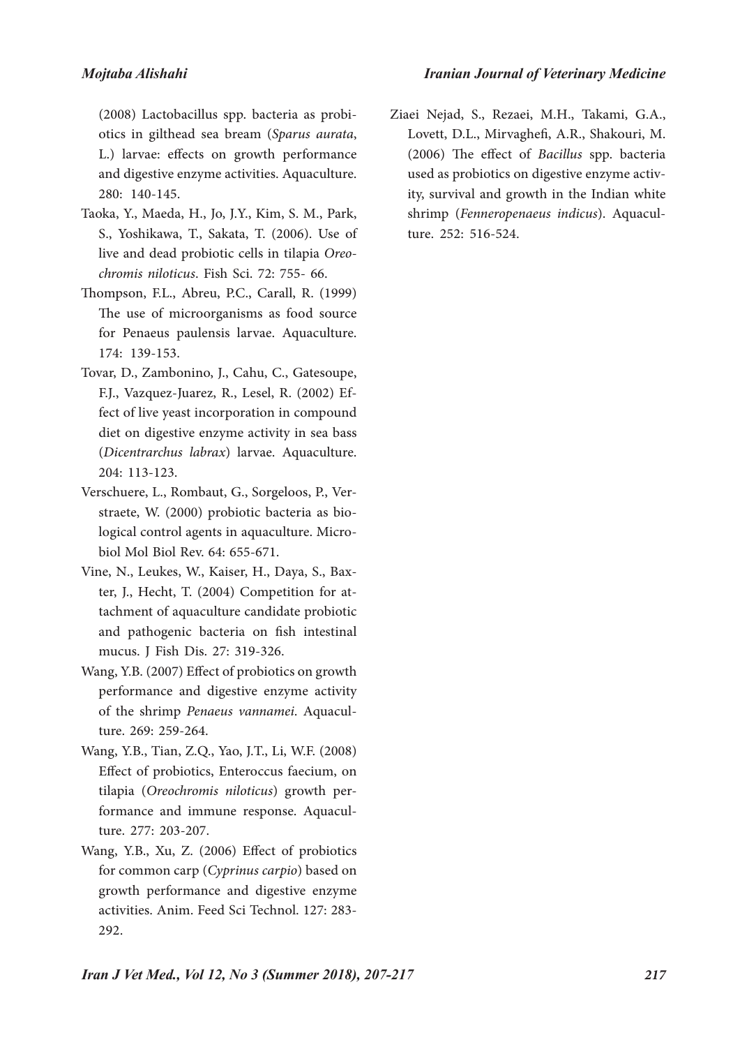(2008) Lactobacillus spp. bacteria as probiotics in gilthead sea bream (*Sparus aurata*, L.) larvae: effects on growth performance and digestive enzyme activities. Aquaculture. 280: 140-145.

Taoka, Y., Maeda, H., Jo, J.Y., Kim, S. M., Park, S., Yoshikawa, T., Sakata, T. (2006). Use of live and dead probiotic cells in tilapia *Oreochromis niloticus*. Fish Sci. 72: 755- 66.

Thompson, F.L., Abreu, P.C., Carall, R. (1999) The use of microorganisms as food source for Penaeus paulensis larvae. Aquaculture. 174: 139-153.

Tovar, D., Zambonino, J., Cahu, C., Gatesoupe, F.J., Vazquez-Juarez, R., Lesel, R. (2002) Effect of live yeast incorporation in compound diet on digestive enzyme activity in sea bass (*Dicentrarchus labrax*) larvae. Aquaculture. 204: 113-123.

Verschuere, L., Rombaut, G., Sorgeloos, P., Verstraete, W. (2000) probiotic bacteria as biological control agents in aquaculture. Microbiol Mol Biol Rev. 64: 655-671.

Vine, N., Leukes, W., Kaiser, H., Daya, S., Baxter, J., Hecht, T. (2004) Competition for attachment of aquaculture candidate probiotic and pathogenic bacteria on fish intestinal mucus. J Fish Dis. 27: 319-326.

Wang, Y.B. (2007) Effect of probiotics on growth performance and digestive enzyme activity of the shrimp *Penaeus vannamei*. Aquaculture. 269: 259-264.

Wang, Y.B., Tian, Z.Q., Yao, J.T., Li, W.F. (2008) Effect of probiotics, Enteroccus faecium, on tilapia (*Oreochromis niloticus*) growth performance and immune response. Aquaculture. 277: 203-207.

Wang, Y.B., Xu, Z. (2006) Effect of probiotics for common carp (*Cyprinus carpio*) based on growth performance and digestive enzyme activities. Anim. Feed Sci Technol. 127: 283-292.

Ziaei Nejad, S., Rezaei, M.H., Takami, G.A., Lovett, D.L., Mirvaghefi, A.R., Shakouri, M. (2006) The effect of *Bacillus* spp. bacteria used as probiotics on digestive enzyme activity, survival and growth in the Indian white shrimp (*Fenneropenaeus indicus*). Aquaculture. 252: 516-524.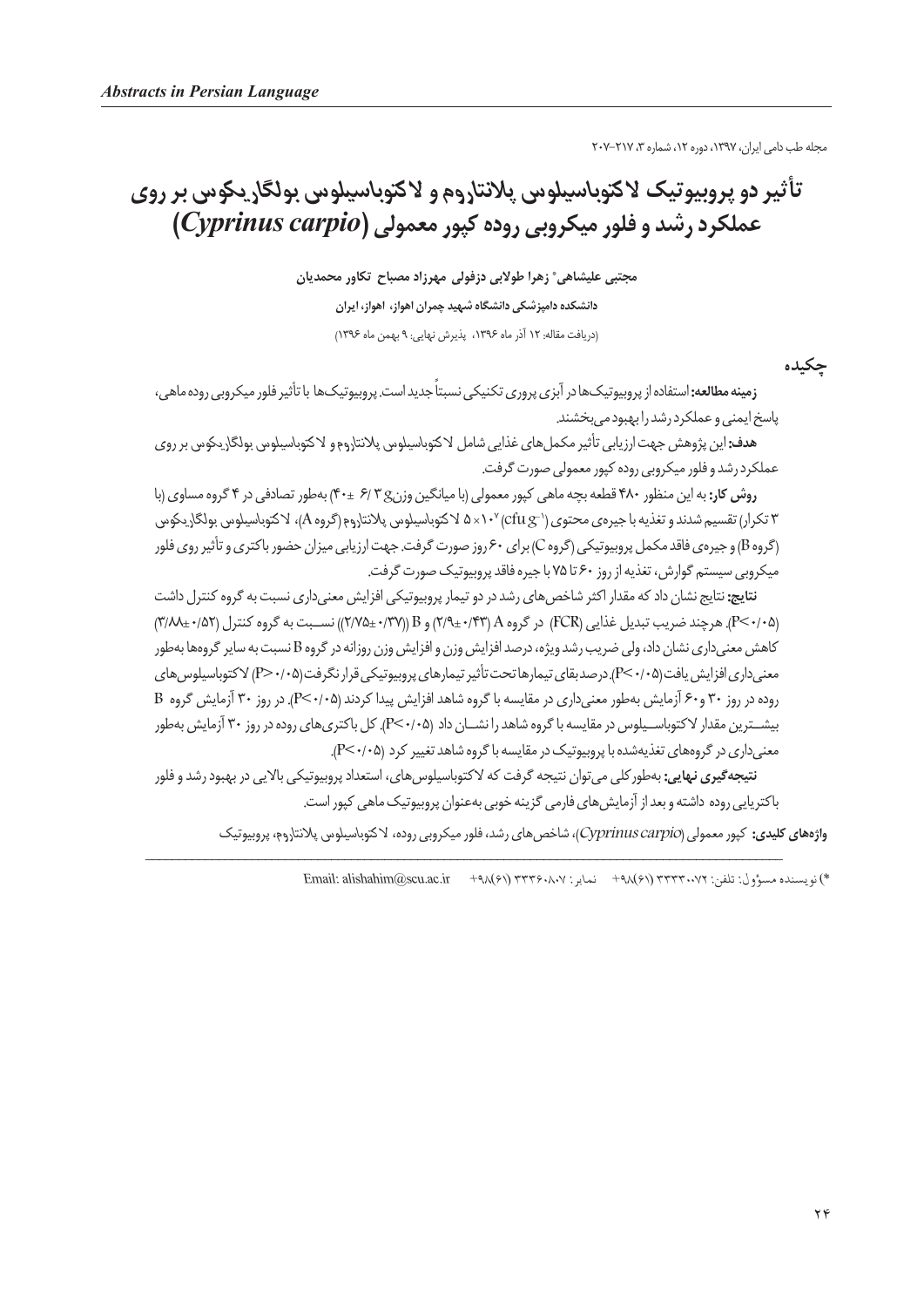# تأثیر دو پروبیوتیک لاکتوباسیلوس پلانتاروم و لاکتوباسیلوس بولگاریکوس بر روی عملکرد رشد و فلور میکروبی روده کپور معمولی (*Cyprinus carpio*)

**مجتبی علیشاهی[*] زهرا طولابی دزفولی مهرزاد مصباح تکاور محمدیان**

**دانشکده دامپزشکی دانشگاه شهید چمران اهواز، اهواز، ایران**

(دریافت مقاله: ۱۲ آذر ماه ۱۳۹۶، پذیرش نهایی: ۹ بهمن ماه ۱۳۹۶)

## چکیده

**زمینه مطالعه:** استفاده از پروبیوتیک‌ها در آبزی پروری تکنیکی نسبتاً جدید است. پروبیوتیک‌ها با تأثیر فلور میکروبی روده ماهی، پاسخ ایمنی و عملکرد رشد را بهبود می‌بخشند.

**هدف:** این پژوهش جهت ارزیابی تأثیر مکمل‌های غذایی شامل لاکتوباسیلوس پلانتاروم و لاکتوباسیلوس بولگاریکوس بر روی عملکرد رشد و فلور میکروبی روده کپور معمولی صورت گرفت.

**روش کار:** به این منظور ۴۸۰ قطعه بچه ماهی کپور معمولی (با میانگین وزن ۳/۶ ±۴۰ g) به‌طور تصادفی در ۴ گروه مساوی (با ۳ تکرار) تقسیم شدند و تغذیه با جیره‌ی محتوی ($cfu\ g^{-1}$) $5\times10^{7}$ لاکتوباسیلوس پلانتاروم (گروه A)، لاکتوباسیلوس بولگاریکوس (گروه B) و جیره‌ی فاقد مکمل پروبیوتیکی (گروه C) برای ۶۰ روز صورت گرفت. جهت ارزیابی میزان حضور باکتری و تأثیر روی فلور میکروبی سیستم گوارش، تغذیه از روز ۶۰ تا ۷۵ با جیره فاقد پروبیوتیک صورت گرفت.

**نتایج:** نتایج نشان داد که مقدار اکثر شاخص‌های رشد در دو تیمار پروبیوتیکی افزایش معنی‌داری نسبت به گروه کنترل داشت ($P<0.05$). هرچند ضریب تبدیل غذایی (FCR) در گروه A (۰/۴۳±۲/۹) و B (۰/۳۷±۲/۷۵) نسبت به گروه کنترل (۰/۵۲±۳/۸۸) کاهش معنی‌داری نشان داد، ولی ضریب رشد ویژه، درصد افزایش وزن و افزایش وزن روزانه در گروه B نسبت به سایر گروه‌ها به‌طور معنی‌داری افزایش یافت ($P<0.05$). درصد بقای تیمارها تحت تأثیر تیمارهای پروبیوتیکی قرار نگرفت ($P>0.05$). لاکتوباسیلوس‌های روده در روز ۳۰ و ۶۰ آزمایش به‌طور معنی‌داری در مقایسه با گروه شاهد افزایش پیدا کردند ($P<0.05$). در روز ۳۰ آزمایش گروه B بیشترین مقدار لاکتوباسیلوس در مقایسه با گروه شاهد را نشان داد ($P<0.05$). کل باکتری‌های روده در روز ۳۰ آزمایش به‌طور معنی‌داری در گروه‌های تغذیه‌شده با پروبیوتیک در مقایسه با گروه شاهد تغییر کرد ($P<0.05$).

**نتیجه‌گیری نهایی:** به‌طورکلی می‌توان نتیجه گرفت که لاکتوباسیلوس‌های، استعداد پروبیوتیکی بالایی در بهبود رشد و فلور باکتریایی روده داشته و بعد از آزمایش‌های فارمی گزینه خوبی به‌عنوان پروبیوتیک ماهی کپور است.

**واژه‌های کلیدی:** کپور معمولی (*Cyprinus carpio*)، شاخص‌های رشد، فلور میکروبی روده، لاکتوباسیلوس پلانتاروم، پروبیوتیک

---

*) نویسنده مسؤول: تلفن: ۳۳۳۳۰۰۷۲ (۶۱)۹۸+ نمابر: ۳۳۳۶۰۸۰۷ (۶۱)۹۸+ Email: alishahim@scu.ac.ir